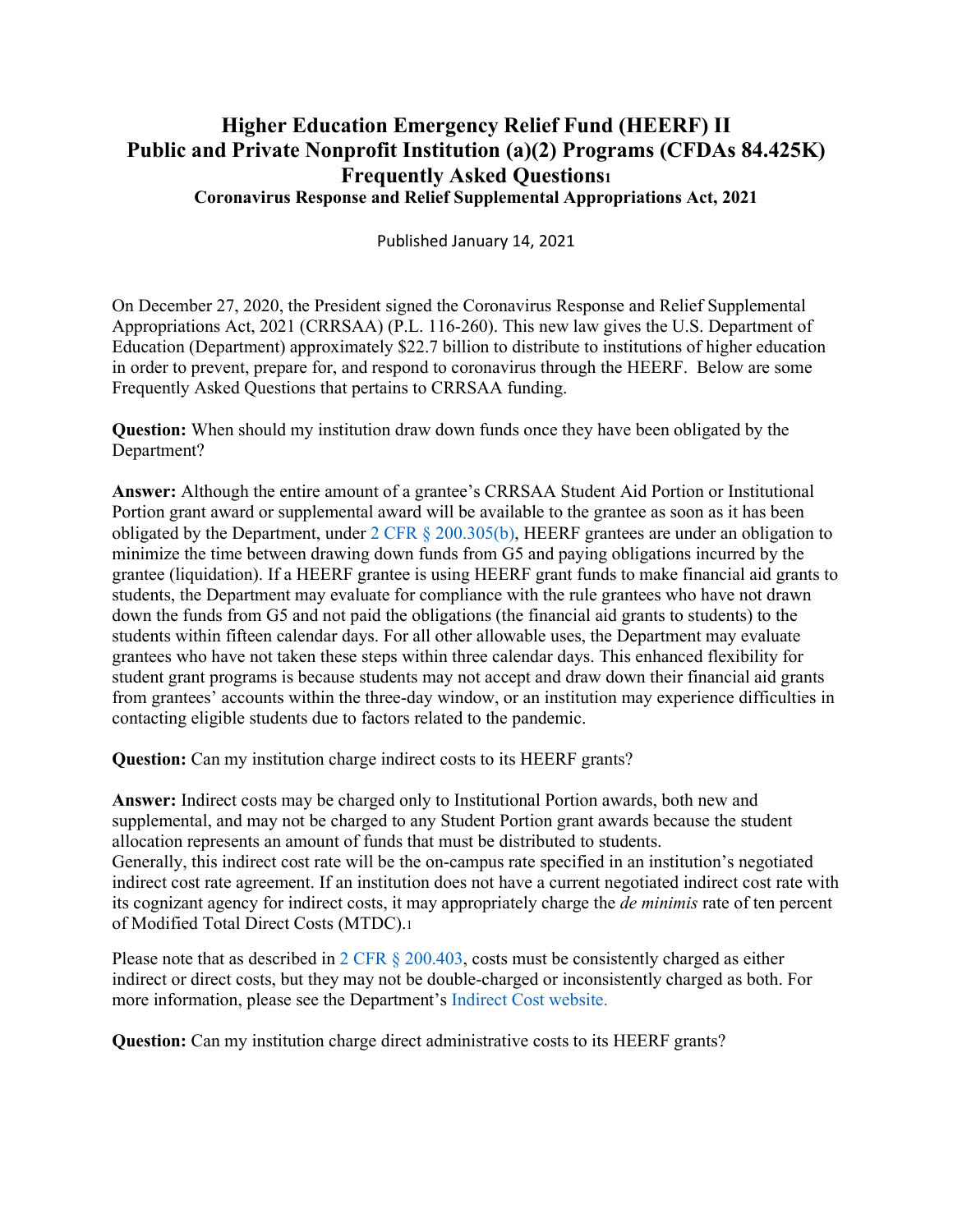# Higher Education Emergency Relief Fund (HEERF) II
# Public and Private Nonprofit Institution (a)(2) Programs (CFDAs 84.425K)
# Frequently Asked Questions[1]

### Coronavirus Response and Relief Supplemental Appropriations Act, 2021

Published January 14, 2021

On December 27, 2020, the President signed the Coronavirus Response and Relief Supplemental Appropriations Act, 2021 (CRRSAA) (P.L. 116-260). This new law gives the U.S. Department of Education (Department) approximately $22.7 billion to distribute to institutions of higher education in order to prevent, prepare for, and respond to coronavirus through the HEERF. Below are some Frequently Asked Questions that pertains to CRRSAA funding.

**Question:** When should my institution draw down funds once they have been obligated by the Department?

**Answer:** Although the entire amount of a grantee's CRRSAA Student Aid Portion or Institutional Portion grant award or supplemental award will be available to the grantee as soon as it has been obligated by the Department, under 2 CFR § 200.305(b), HEERF grantees are under an obligation to minimize the time between drawing down funds from G5 and paying obligations incurred by the grantee (liquidation). If a HEERF grantee is using HEERF grant funds to make financial aid grants to students, the Department may evaluate for compliance with the rule grantees who have not drawn down the funds from G5 and not paid the obligations (the financial aid grants to students) to the students within fifteen calendar days. For all other allowable uses, the Department may evaluate grantees who have not taken these steps within three calendar days. This enhanced flexibility for student grant programs is because students may not accept and draw down their financial aid grants from grantees' accounts within the three-day window, or an institution may experience difficulties in contacting eligible students due to factors related to the pandemic.

**Question:** Can my institution charge indirect costs to its HEERF grants?

**Answer:** Indirect costs may be charged only to Institutional Portion awards, both new and supplemental, and may not be charged to any Student Portion grant awards because the student allocation represents an amount of funds that must be distributed to students.
Generally, this indirect cost rate will be the on-campus rate specified in an institution's negotiated indirect cost rate agreement. If an institution does not have a current negotiated indirect cost rate with its cognizant agency for indirect costs, it may appropriately charge the *de minimis* rate of ten percent of Modified Total Direct Costs (MTDC).[1]

Please note that as described in 2 CFR § 200.403, costs must be consistently charged as either indirect or direct costs, but they may not be double-charged or inconsistently charged as both. For more information, please see the Department's Indirect Cost website.

**Question:** Can my institution charge direct administrative costs to its HEERF grants?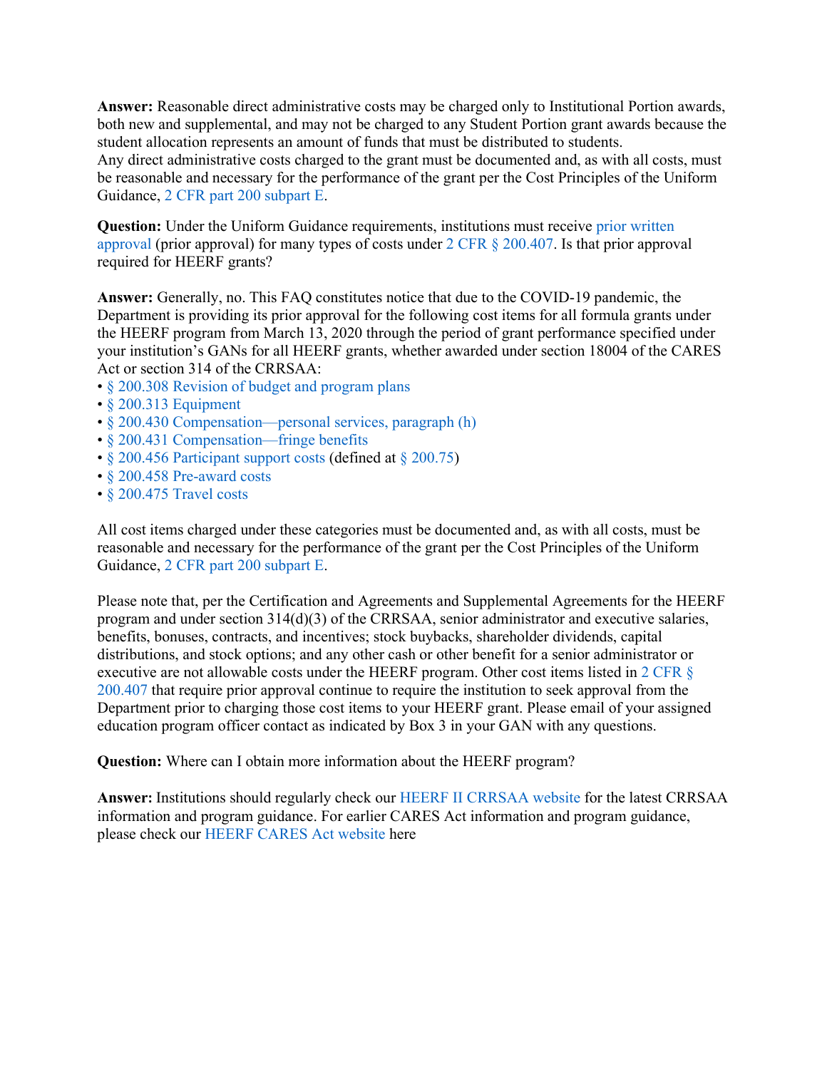**Answer:** Reasonable direct administrative costs may be charged only to Institutional Portion awards, both new and supplemental, and may not be charged to any Student Portion grant awards because the student allocation represents an amount of funds that must be distributed to students.
Any direct administrative costs charged to the grant must be documented and, as with all costs, must be reasonable and necessary for the performance of the grant per the Cost Principles of the Uniform Guidance, 2 CFR part 200 subpart E.

**Question:** Under the Uniform Guidance requirements, institutions must receive prior written approval (prior approval) for many types of costs under 2 CFR § 200.407. Is that prior approval required for HEERF grants?

**Answer:** Generally, no. This FAQ constitutes notice that due to the COVID-19 pandemic, the Department is providing its prior approval for the following cost items for all formula grants under the HEERF program from March 13, 2020 through the period of grant performance specified under your institution's GANs for all HEERF grants, whether awarded under section 18004 of the CARES Act or section 314 of the CRRSAA:

- § 200.308 Revision of budget and program plans
- § 200.313 Equipment
- § 200.430 Compensation—personal services, paragraph (h)
- § 200.431 Compensation—fringe benefits
- § 200.456 Participant support costs (defined at § 200.75)
- § 200.458 Pre-award costs
- § 200.475 Travel costs

All cost items charged under these categories must be documented and, as with all costs, must be reasonable and necessary for the performance of the grant per the Cost Principles of the Uniform Guidance, 2 CFR part 200 subpart E.

Please note that, per the Certification and Agreements and Supplemental Agreements for the HEERF program and under section 314(d)(3) of the CRRSAA, senior administrator and executive salaries, benefits, bonuses, contracts, and incentives; stock buybacks, shareholder dividends, capital distributions, and stock options; and any other cash or other benefit for a senior administrator or executive are not allowable costs under the HEERF program. Other cost items listed in 2 CFR § 200.407 that require prior approval continue to require the institution to seek approval from the Department prior to charging those cost items to your HEERF grant. Please email of your assigned education program officer contact as indicated by Box 3 in your GAN with any questions.

**Question:** Where can I obtain more information about the HEERF program?

**Answer:** Institutions should regularly check our HEERF II CRRSAA website for the latest CRRSAA information and program guidance. For earlier CARES Act information and program guidance, please check our HEERF CARES Act website here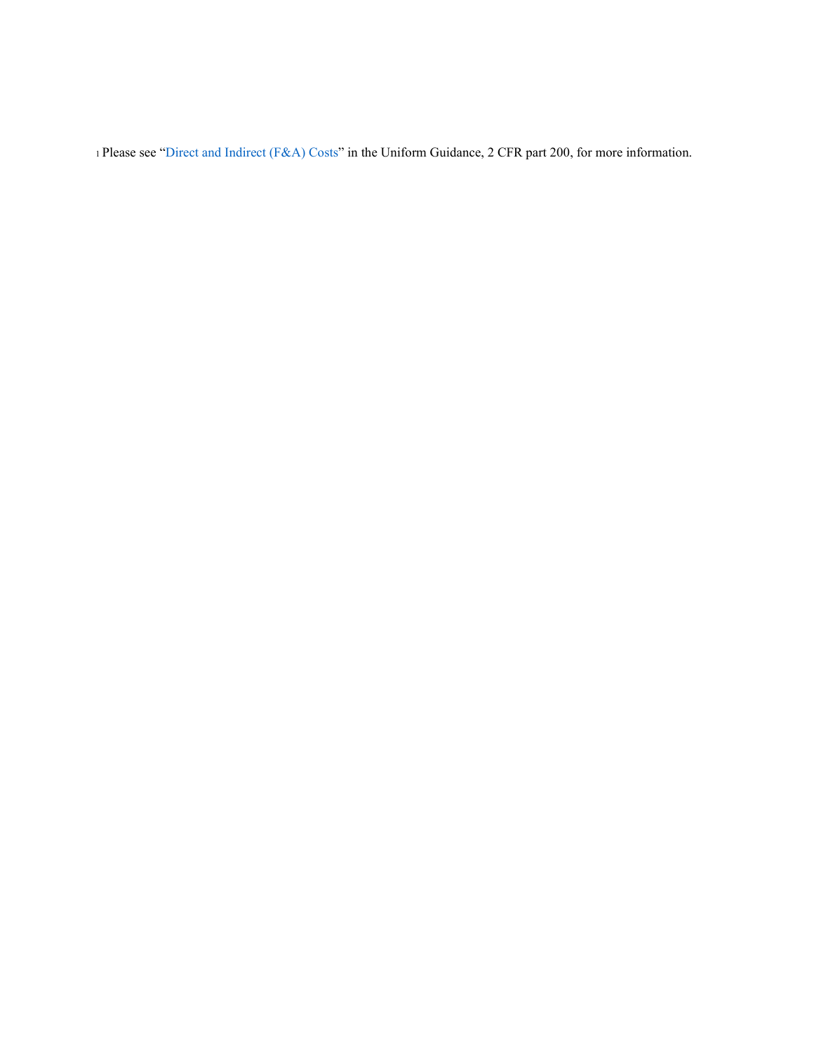[1] Please see "Direct and Indirect (F&A) Costs" in the Uniform Guidance, 2 CFR part 200, for more information.